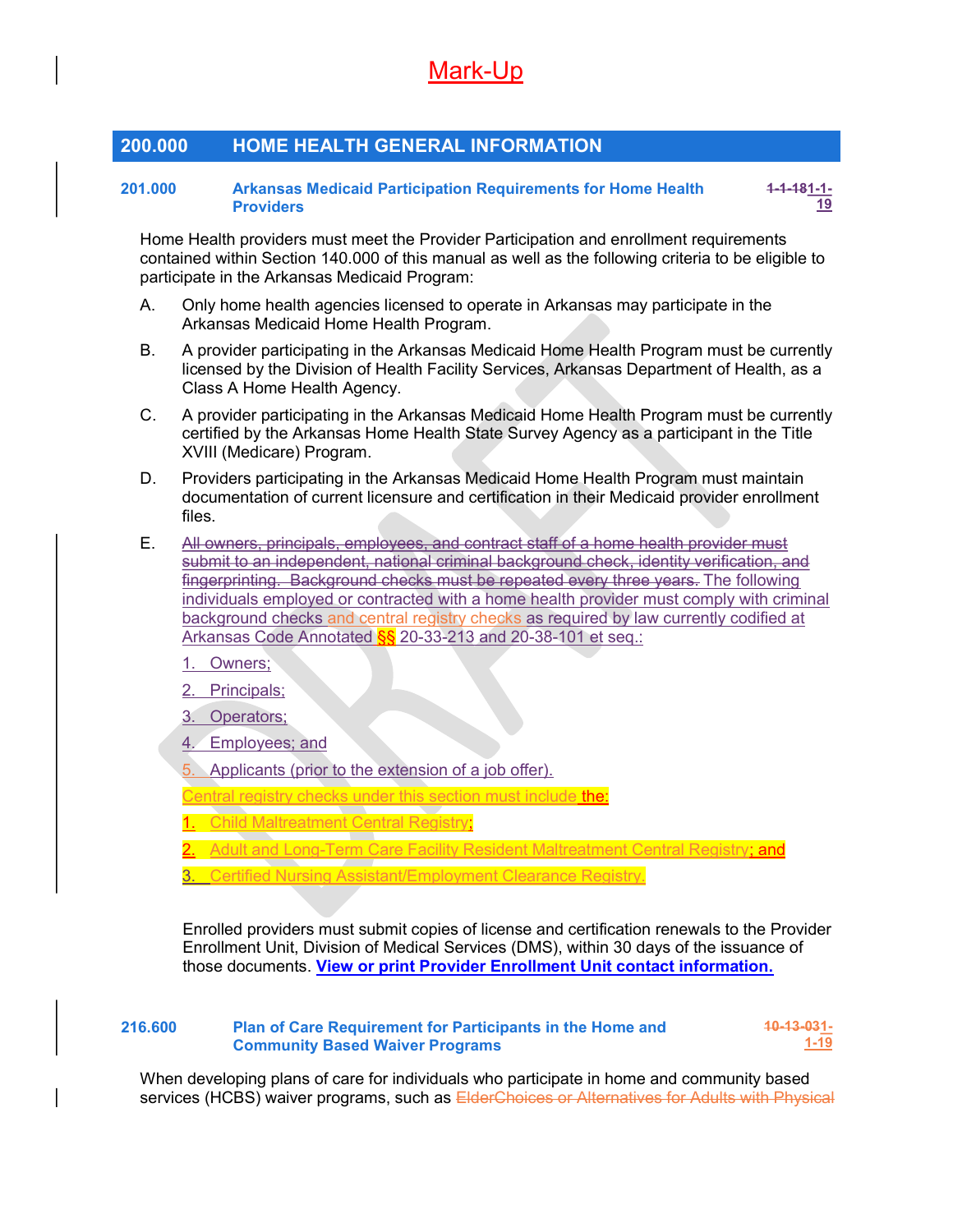Mark-Up

## 200.000 HOME HEALTH GENERAL INFORMATION

### 201.000 Arkansas Medicaid Participation Requirements for Home Health Providers — ~~1-1-18~~1-1-19

Home Health providers must meet the Provider Participation and enrollment requirements contained within Section 140.000 of this manual as well as the following criteria to be eligible to participate in the Arkansas Medicaid Program:

A. Only home health agencies licensed to operate in Arkansas may participate in the Arkansas Medicaid Home Health Program.

B. A provider participating in the Arkansas Medicaid Home Health Program must be currently licensed by the Division of Health Facility Services, Arkansas Department of Health, as a Class A Home Health Agency.

C. A provider participating in the Arkansas Medicaid Home Health Program must be currently certified by the Arkansas Home Health State Survey Agency as a participant in the Title XVIII (Medicare) Program.

D. Providers participating in the Arkansas Medicaid Home Health Program must maintain documentation of current licensure and certification in their Medicaid provider enrollment files.

E. ~~All owners, principals, employees, and contract staff of a home health provider must submit to an independent, national criminal background check, identity verification, and fingerprinting. Background checks must be repeated every three years.~~ The following individuals employed or contracted with a home health provider must comply with criminal background checks and central registry checks as required by law currently codified at Arkansas Code Annotated §§ 20-33-213 and 20-38-101 et seq.:

   1. Owners;
   2. Principals;
   3. Operators;
   4. Employees; and
   5. Applicants (prior to the extension of a job offer).

   Central registry checks under this section must include the:

   1. Child Maltreatment Central Registry;
   2. Adult and Long-Term Care Facility Resident Maltreatment Central Registry; and
   3. Certified Nursing Assistant/Employment Clearance Registry.

Enrolled providers must submit copies of license and certification renewals to the Provider Enrollment Unit, Division of Medical Services (DMS), within 30 days of the issuance of those documents. **View or print Provider Enrollment Unit contact information.**

### 216.600 Plan of Care Requirement for Participants in the Home and Community Based Waiver Programs — ~~10-13-03~~1-1-19

When developing plans of care for individuals who participate in home and community based services (HCBS) waiver programs, such as ~~ElderChoices or Alternatives for Adults with Physical~~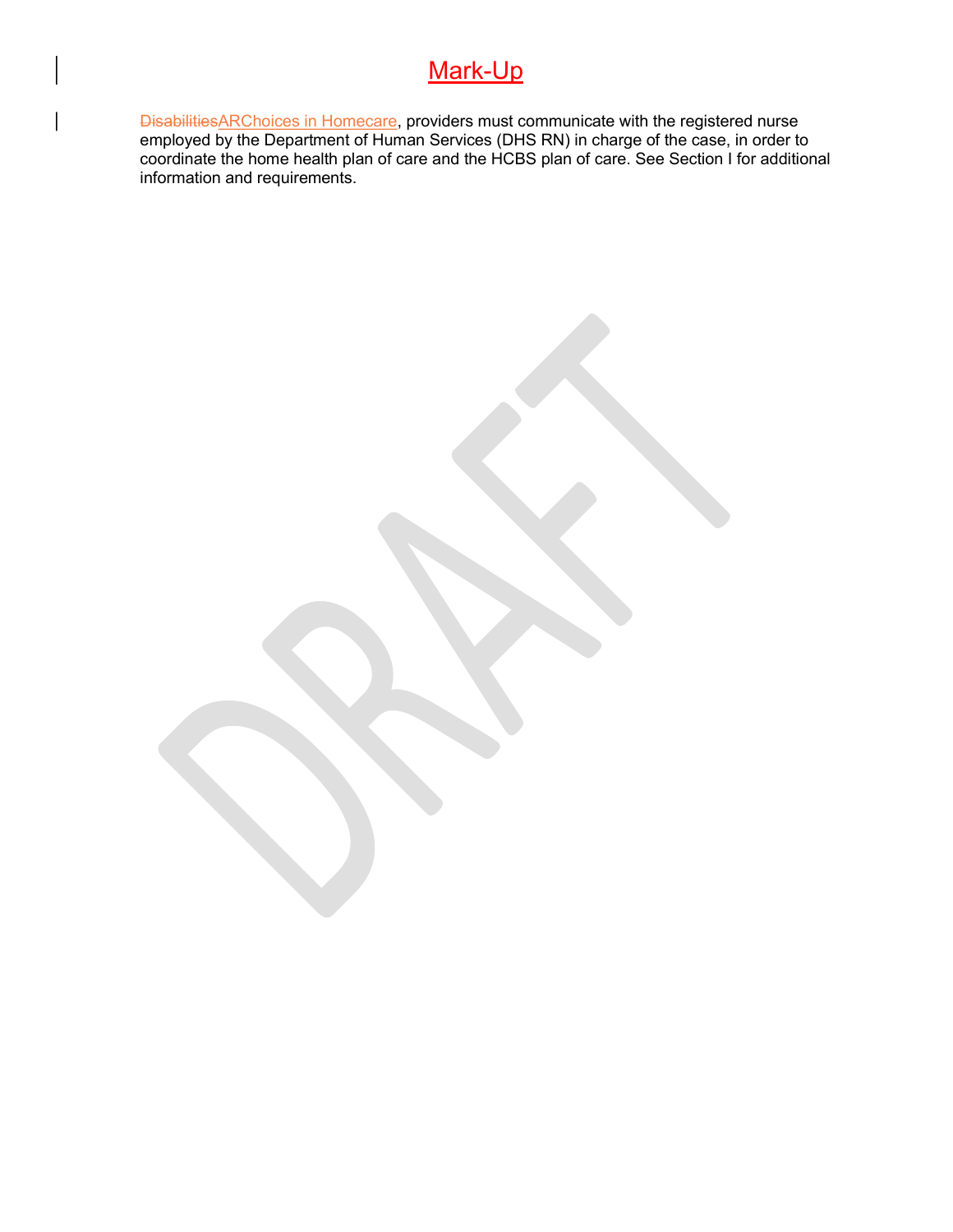Mark-Up

~~Disabilities~~ARChoices in Homecare, providers must communicate with the registered nurse employed by the Department of Human Services (DHS RN) in charge of the case, in order to coordinate the home health plan of care and the HCBS plan of care. See Section I for additional information and requirements.